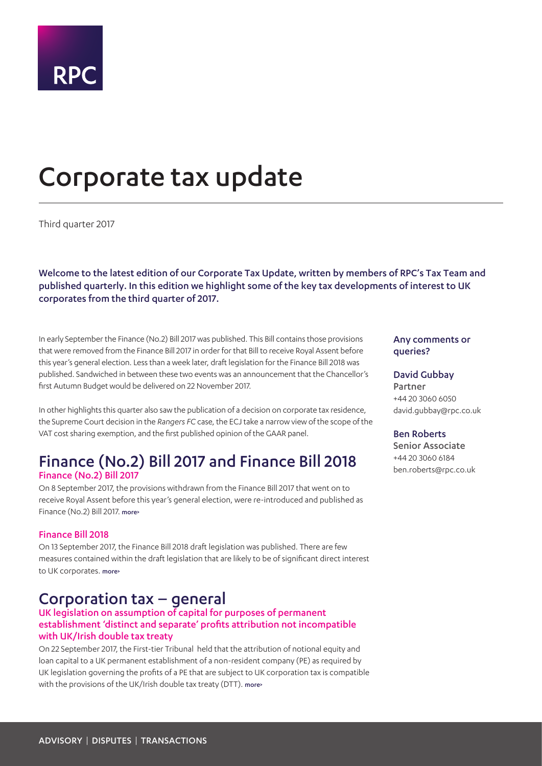RPC

# Corporate tax update

Third quarter 2017

**Welcome to the latest edition of our Corporate Tax Update, written by members of RPC's Tax Team and published quarterly. In this edition we highlight some of the key tax developments of interest to UK corporates from the third quarter of 2017.**

In early September the Finance (No.2) Bill 2017 was published. This Bill contains those provisions that were removed from the Finance Bill 2017 in order for that Bill to receive Royal Assent before this year's general election. Less than a week later, draft legislation for the Finance Bill 2018 was published. Sandwiched in between these two events was an announcement that the Chancellor's first Autumn Budget would be delivered on 22 November 2017.

In other highlights this quarter also saw the publication of a decision on corporate tax residence, the Supreme Court decision in the *Rangers FC* case, the ECJ take a narrow view of the scope of the VAT cost sharing exemption, and the first published opinion of the GAAR panel.

**Any comments or queries?**

**David Gubbay**
Partner
+44 20 3060 6050
david.gubbay@rpc.co.uk

**Ben Roberts**
Senior Associate
+44 20 3060 6184
ben.roberts@rpc.co.uk

## Finance (No.2) Bill 2017 and Finance Bill 2018

### Finance (No.2) Bill 2017

On 8 September 2017, the provisions withdrawn from the Finance Bill 2017 that went on to receive Royal Assent before this year's general election, were re-introduced and published as Finance (No.2) Bill 2017. more›

### Finance Bill 2018

On 13 September 2017, the Finance Bill 2018 draft legislation was published. There are few measures contained within the draft legislation that are likely to be of significant direct interest to UK corporates. more›

## Corporation tax – general

### UK legislation on assumption of capital for purposes of permanent establishment 'distinct and separate' profits attribution not incompatible with UK/Irish double tax treaty

On 22 September 2017, the First-tier Tribunal held that the attribution of notional equity and loan capital to a UK permanent establishment of a non-resident company (PE) as required by UK legislation governing the profits of a PE that are subject to UK corporation tax is compatible with the provisions of the UK/Irish double tax treaty (DTT). more›

ADVISORY | DISPUTES | TRANSACTIONS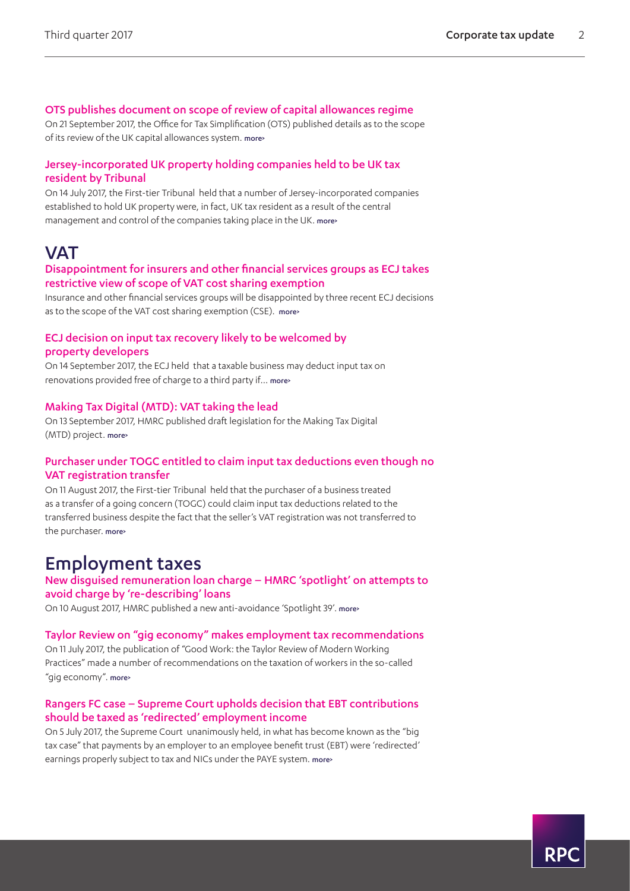### OTS publishes document on scope of review of capital allowances regime

On 21 September 2017, the Office for Tax Simplification (OTS) published details as to the scope of its review of the UK capital allowances system. more>

### Jersey-incorporated UK property holding companies held to be UK tax resident by Tribunal

On 14 July 2017, the First-tier Tribunal held that a number of Jersey-incorporated companies established to hold UK property were, in fact, UK tax resident as a result of the central management and control of the companies taking place in the UK. more>

## VAT

### Disappointment for insurers and other financial services groups as ECJ takes restrictive view of scope of VAT cost sharing exemption

Insurance and other financial services groups will be disappointed by three recent ECJ decisions as to the scope of the VAT cost sharing exemption (CSE). more>

### ECJ decision on input tax recovery likely to be welcomed by property developers

On 14 September 2017, the ECJ held that a taxable business may deduct input tax on renovations provided free of charge to a third party if... more>

### Making Tax Digital (MTD): VAT taking the lead

On 13 September 2017, HMRC published draft legislation for the Making Tax Digital (MTD) project. more>

### Purchaser under TOGC entitled to claim input tax deductions even though no VAT registration transfer

On 11 August 2017, the First-tier Tribunal held that the purchaser of a business treated as a transfer of a going concern (TOGC) could claim input tax deductions related to the transferred business despite the fact that the seller's VAT registration was not transferred to the purchaser. more>

## Employment taxes

### New disguised remuneration loan charge – HMRC 'spotlight' on attempts to avoid charge by 're-describing' loans

On 10 August 2017, HMRC published a new anti-avoidance 'Spotlight 39'. more>

### Taylor Review on "gig economy" makes employment tax recommendations

On 11 July 2017, the publication of "Good Work: the Taylor Review of Modern Working Practices" made a number of recommendations on the taxation of workers in the so-called "gig economy". more>

### Rangers FC case – Supreme Court upholds decision that EBT contributions should be taxed as 'redirected' employment income

On 5 July 2017, the Supreme Court unanimously held, in what has become known as the "big tax case" that payments by an employer to an employee benefit trust (EBT) were 'redirected' earnings properly subject to tax and NICs under the PAYE system. more>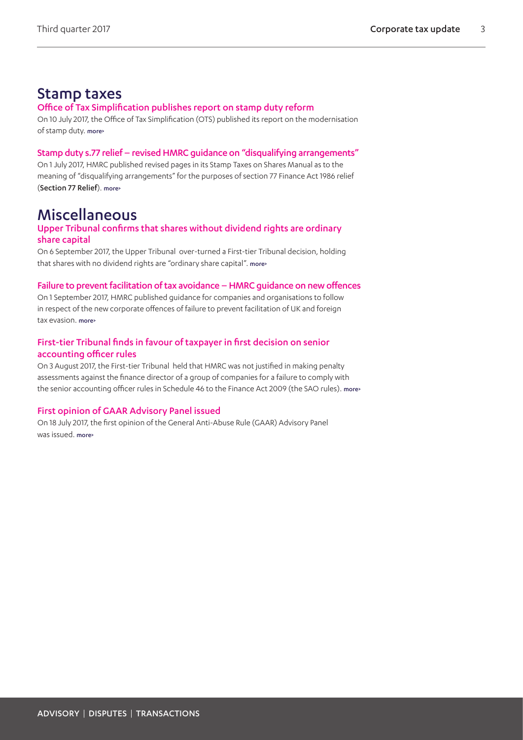# Stamp taxes

### Office of Tax Simplification publishes report on stamp duty reform

On 10 July 2017, the Office of Tax Simplification (OTS) published its report on the modernisation of stamp duty. more›

### Stamp duty s.77 relief – revised HMRC guidance on "disqualifying arrangements"

On 1 July 2017, HMRC published revised pages in its Stamp Taxes on Shares Manual as to the meaning of "disqualifying arrangements" for the purposes of section 77 Finance Act 1986 relief (**Section 77 Relief**). more›

# Miscellaneous

### Upper Tribunal confirms that shares without dividend rights are ordinary share capital

On 6 September 2017, the Upper Tribunal over-turned a First-tier Tribunal decision, holding that shares with no dividend rights are "ordinary share capital". more›

### Failure to prevent facilitation of tax avoidance – HMRC guidance on new offences

On 1 September 2017, HMRC published guidance for companies and organisations to follow in respect of the new corporate offences of failure to prevent facilitation of UK and foreign tax evasion. more›

### First-tier Tribunal finds in favour of taxpayer in first decision on senior accounting officer rules

On 3 August 2017, the First-tier Tribunal held that HMRC was not justified in making penalty assessments against the finance director of a group of companies for a failure to comply with the senior accounting officer rules in Schedule 46 to the Finance Act 2009 (the SAO rules). more›

### First opinion of GAAR Advisory Panel issued

On 18 July 2017, the first opinion of the General Anti-Abuse Rule (GAAR) Advisory Panel was issued. more›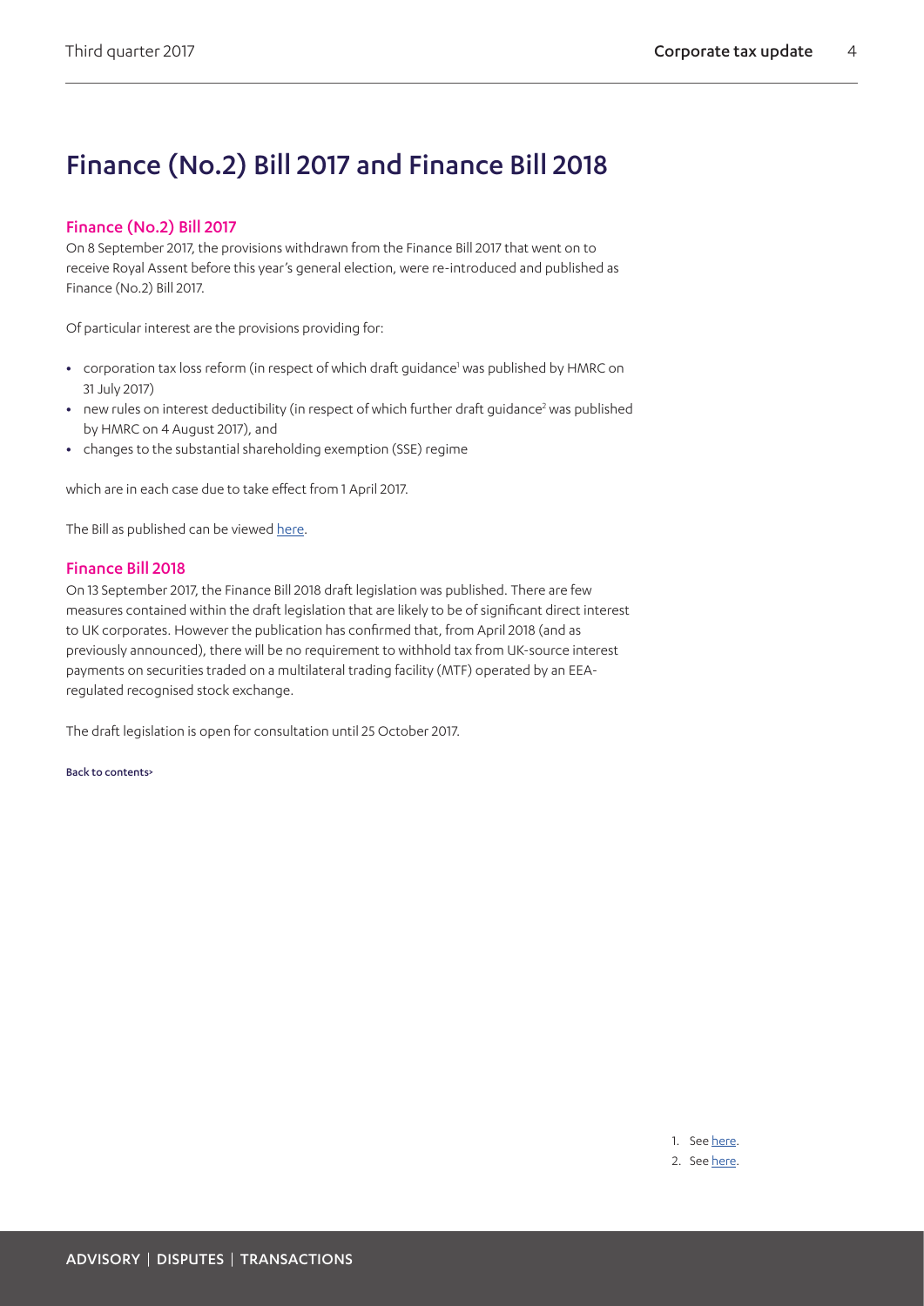# Finance (No.2) Bill 2017 and Finance Bill 2018

## Finance (No.2) Bill 2017

On 8 September 2017, the provisions withdrawn from the Finance Bill 2017 that went on to receive Royal Assent before this year's general election, were re-introduced and published as Finance (No.2) Bill 2017.

Of particular interest are the provisions providing for:

- corporation tax loss reform (in respect of which draft guidance[1] was published by HMRC on 31 July 2017)
- new rules on interest deductibility (in respect of which further draft guidance[2] was published by HMRC on 4 August 2017), and
- changes to the substantial shareholding exemption (SSE) regime

which are in each case due to take effect from 1 April 2017.

The Bill as published can be viewed here.

## Finance Bill 2018

On 13 September 2017, the Finance Bill 2018 draft legislation was published. There are few measures contained within the draft legislation that are likely to be of significant direct interest to UK corporates. However the publication has confirmed that, from April 2018 (and as previously announced), there will be no requirement to withhold tax from UK-source interest payments on securities traded on a multilateral trading facility (MTF) operated by an EEA-regulated recognised stock exchange.

The draft legislation is open for consultation until 25 October 2017.

Back to contents>

1. See here.
2. See here.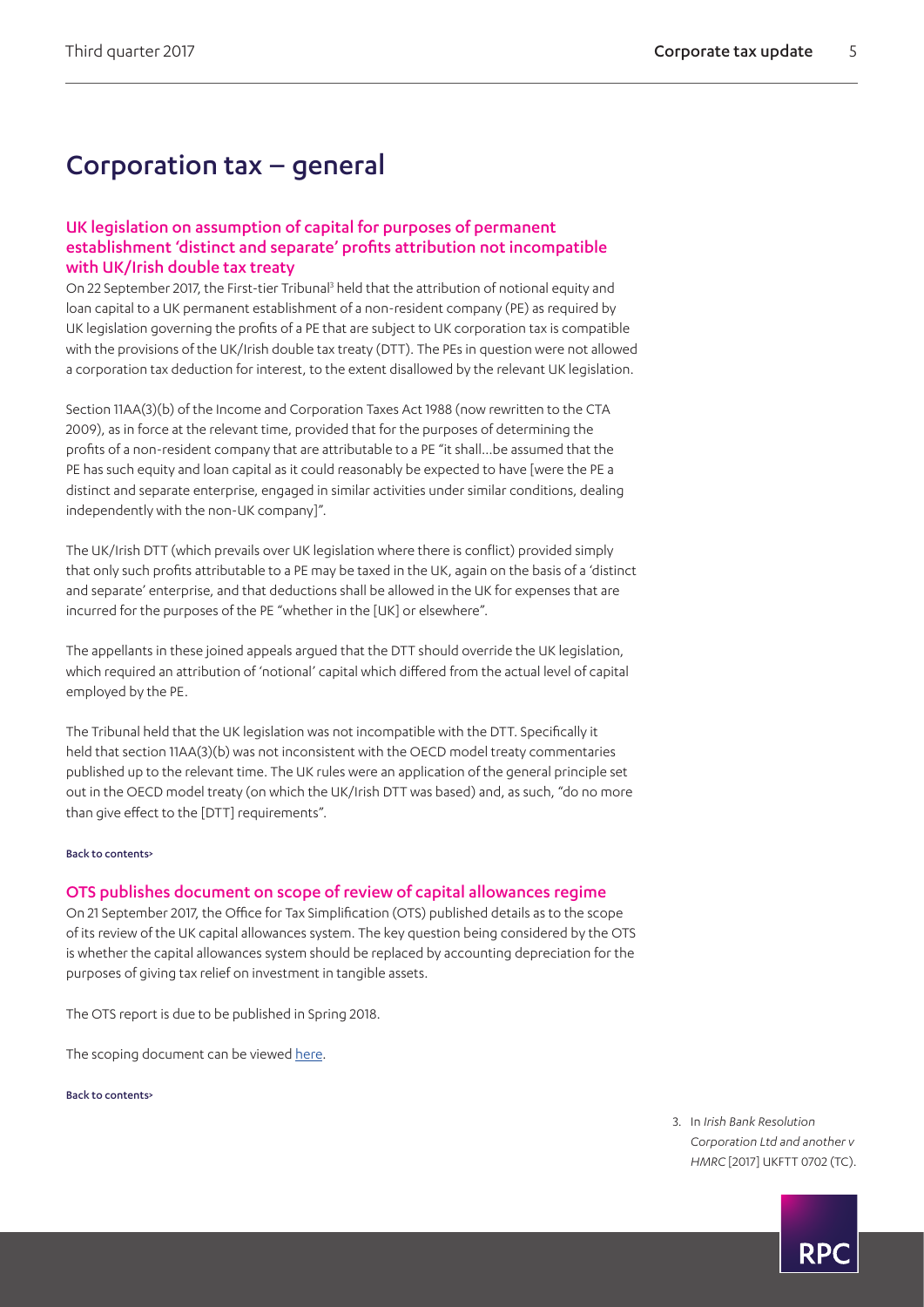# Corporation tax – general

## UK legislation on assumption of capital for purposes of permanent establishment 'distinct and separate' profits attribution not incompatible with UK/Irish double tax treaty

On 22 September 2017, the First-tier Tribunal[3] held that the attribution of notional equity and loan capital to a UK permanent establishment of a non-resident company (PE) as required by UK legislation governing the profits of a PE that are subject to UK corporation tax is compatible with the provisions of the UK/Irish double tax treaty (DTT). The PEs in question were not allowed a corporation tax deduction for interest, to the extent disallowed by the relevant UK legislation.

Section 11AA(3)(b) of the Income and Corporation Taxes Act 1988 (now rewritten to the CTA 2009), as in force at the relevant time, provided that for the purposes of determining the profits of a non-resident company that are attributable to a PE "it shall…be assumed that the PE has such equity and loan capital as it could reasonably be expected to have [were the PE a distinct and separate enterprise, engaged in similar activities under similar conditions, dealing independently with the non-UK company]".

The UK/Irish DTT (which prevails over UK legislation where there is conflict) provided simply that only such profits attributable to a PE may be taxed in the UK, again on the basis of a 'distinct and separate' enterprise, and that deductions shall be allowed in the UK for expenses that are incurred for the purposes of the PE "whether in the [UK] or elsewhere".

The appellants in these joined appeals argued that the DTT should override the UK legislation, which required an attribution of 'notional' capital which differed from the actual level of capital employed by the PE.

The Tribunal held that the UK legislation was not incompatible with the DTT. Specifically it held that section 11AA(3)(b) was not inconsistent with the OECD model treaty commentaries published up to the relevant time. The UK rules were an application of the general principle set out in the OECD model treaty (on which the UK/Irish DTT was based) and, as such, "do no more than give effect to the [DTT] requirements".

Back to contents>

## OTS publishes document on scope of review of capital allowances regime

On 21 September 2017, the Office for Tax Simplification (OTS) published details as to the scope of its review of the UK capital allowances system. The key question being considered by the OTS is whether the capital allowances system should be replaced by accounting depreciation for the purposes of giving tax relief on investment in tangible assets.

The OTS report is due to be published in Spring 2018.

The scoping document can be viewed here.

Back to contents>

3. In *Irish Bank Resolution Corporation Ltd and another v HMRC* [2017] UKFTT 0702 (TC).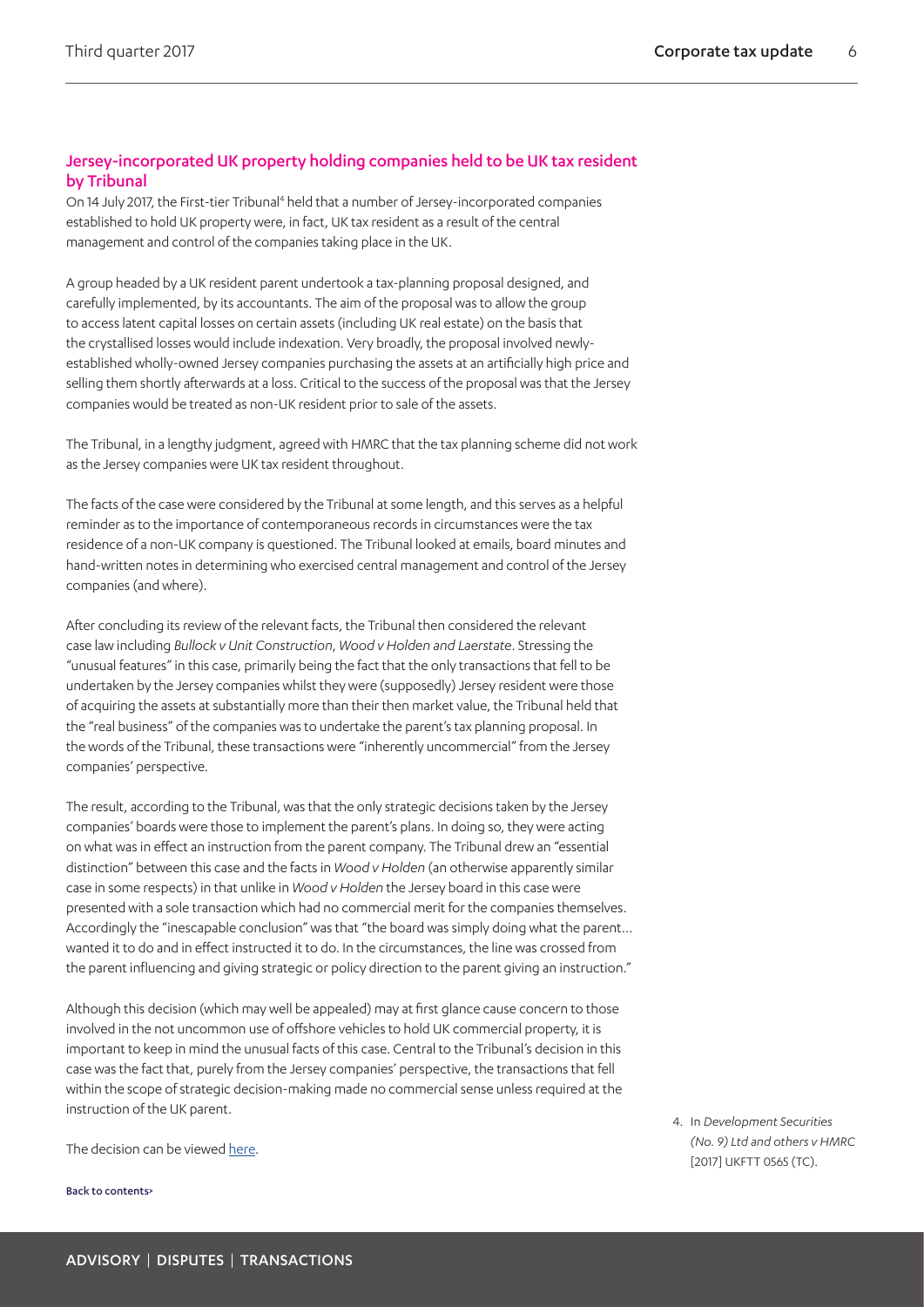## Jersey-incorporated UK property holding companies held to be UK tax resident by Tribunal

On 14 July 2017, the First-tier Tribunal[4] held that a number of Jersey-incorporated companies established to hold UK property were, in fact, UK tax resident as a result of the central management and control of the companies taking place in the UK.

A group headed by a UK resident parent undertook a tax-planning proposal designed, and carefully implemented, by its accountants. The aim of the proposal was to allow the group to access latent capital losses on certain assets (including UK real estate) on the basis that the crystallised losses would include indexation. Very broadly, the proposal involved newly-established wholly-owned Jersey companies purchasing the assets at an artificially high price and selling them shortly afterwards at a loss. Critical to the success of the proposal was that the Jersey companies would be treated as non-UK resident prior to sale of the assets.

The Tribunal, in a lengthy judgment, agreed with HMRC that the tax planning scheme did not work as the Jersey companies were UK tax resident throughout.

The facts of the case were considered by the Tribunal at some length, and this serves as a helpful reminder as to the importance of contemporaneous records in circumstances were the tax residence of a non-UK company is questioned. The Tribunal looked at emails, board minutes and hand-written notes in determining who exercised central management and control of the Jersey companies (and where).

After concluding its review of the relevant facts, the Tribunal then considered the relevant case law including *Bullock v Unit Construction*, *Wood v Holden and Laerstate*. Stressing the "unusual features" in this case, primarily being the fact that the only transactions that fell to be undertaken by the Jersey companies whilst they were (supposedly) Jersey resident were those of acquiring the assets at substantially more than their then market value, the Tribunal held that the "real business" of the companies was to undertake the parent's tax planning proposal. In the words of the Tribunal, these transactions were "inherently uncommercial" from the Jersey companies' perspective.

The result, according to the Tribunal, was that the only strategic decisions taken by the Jersey companies' boards were those to implement the parent's plans. In doing so, they were acting on what was in effect an instruction from the parent company. The Tribunal drew an "essential distinction" between this case and the facts in *Wood v Holden* (an otherwise apparently similar case in some respects) in that unlike in *Wood v Holden* the Jersey board in this case were presented with a sole transaction which had no commercial merit for the companies themselves. Accordingly the "inescapable conclusion" was that "the board was simply doing what the parent… wanted it to do and in effect instructed it to do. In the circumstances, the line was crossed from the parent influencing and giving strategic or policy direction to the parent giving an instruction."

Although this decision (which may well be appealed) may at first glance cause concern to those involved in the not uncommon use of offshore vehicles to hold UK commercial property, it is important to keep in mind the unusual facts of this case. Central to the Tribunal's decision in this case was the fact that, purely from the Jersey companies' perspective, the transactions that fell within the scope of strategic decision-making made no commercial sense unless required at the instruction of the UK parent.

The decision can be viewed here.

Back to contents>

4. In *Development Securities (No. 9) Ltd and others v HMRC* [2017] UKFTT 0565 (TC).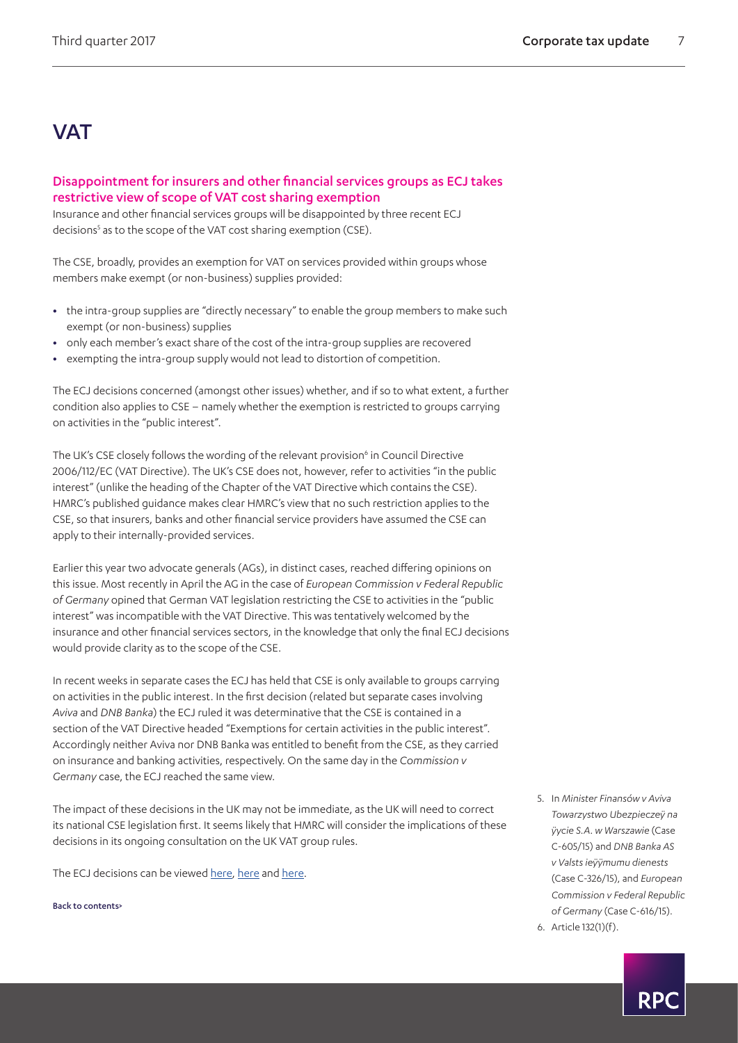# VAT

## Disappointment for insurers and other financial services groups as ECJ takes restrictive view of scope of VAT cost sharing exemption

Insurance and other financial services groups will be disappointed by three recent ECJ decisions[5] as to the scope of the VAT cost sharing exemption (CSE).

The CSE, broadly, provides an exemption for VAT on services provided within groups whose members make exempt (or non-business) supplies provided:

- the intra-group supplies are "directly necessary" to enable the group members to make such exempt (or non-business) supplies
- only each member's exact share of the cost of the intra-group supplies are recovered
- exempting the intra-group supply would not lead to distortion of competition.

The ECJ decisions concerned (amongst other issues) whether, and if so to what extent, a further condition also applies to CSE – namely whether the exemption is restricted to groups carrying on activities in the "public interest".

The UK's CSE closely follows the wording of the relevant provision[6] in Council Directive 2006/112/EC (VAT Directive). The UK's CSE does not, however, refer to activities "in the public interest" (unlike the heading of the Chapter of the VAT Directive which contains the CSE). HMRC's published guidance makes clear HMRC's view that no such restriction applies to the CSE, so that insurers, banks and other financial service providers have assumed the CSE can apply to their internally-provided services.

Earlier this year two advocate generals (AGs), in distinct cases, reached differing opinions on this issue. Most recently in April the AG in the case of *European Commission v Federal Republic of Germany* opined that German VAT legislation restricting the CSE to activities in the "public interest" was incompatible with the VAT Directive. This was tentatively welcomed by the insurance and other financial services sectors, in the knowledge that only the final ECJ decisions would provide clarity as to the scope of the CSE.

In recent weeks in separate cases the ECJ has held that CSE is only available to groups carrying on activities in the public interest. In the first decision (related but separate cases involving *Aviva* and *DNB Banka*) the ECJ ruled it was determinative that the CSE is contained in a section of the VAT Directive headed "Exemptions for certain activities in the public interest". Accordingly neither Aviva nor DNB Banka was entitled to benefit from the CSE, as they carried on insurance and banking activities, respectively. On the same day in the *Commission v Germany* case, the ECJ reached the same view.

The impact of these decisions in the UK may not be immediate, as the UK will need to correct its national CSE legislation first. It seems likely that HMRC will consider the implications of these decisions in its ongoing consultation on the UK VAT group rules.

The ECJ decisions can be viewed here, here and here.

Back to contents>

5. In *Minister Finansów v Aviva Towarzystwo Ubezpieczeÿ na ÿycie S.A. w Warszawie* (Case C-605/15) and *DNB Banka AS v Valsts ieÿÿmumu dienests* (Case C-326/15), and *European Commission v Federal Republic of Germany* (Case C-616/15).
6. Article 132(1)(f).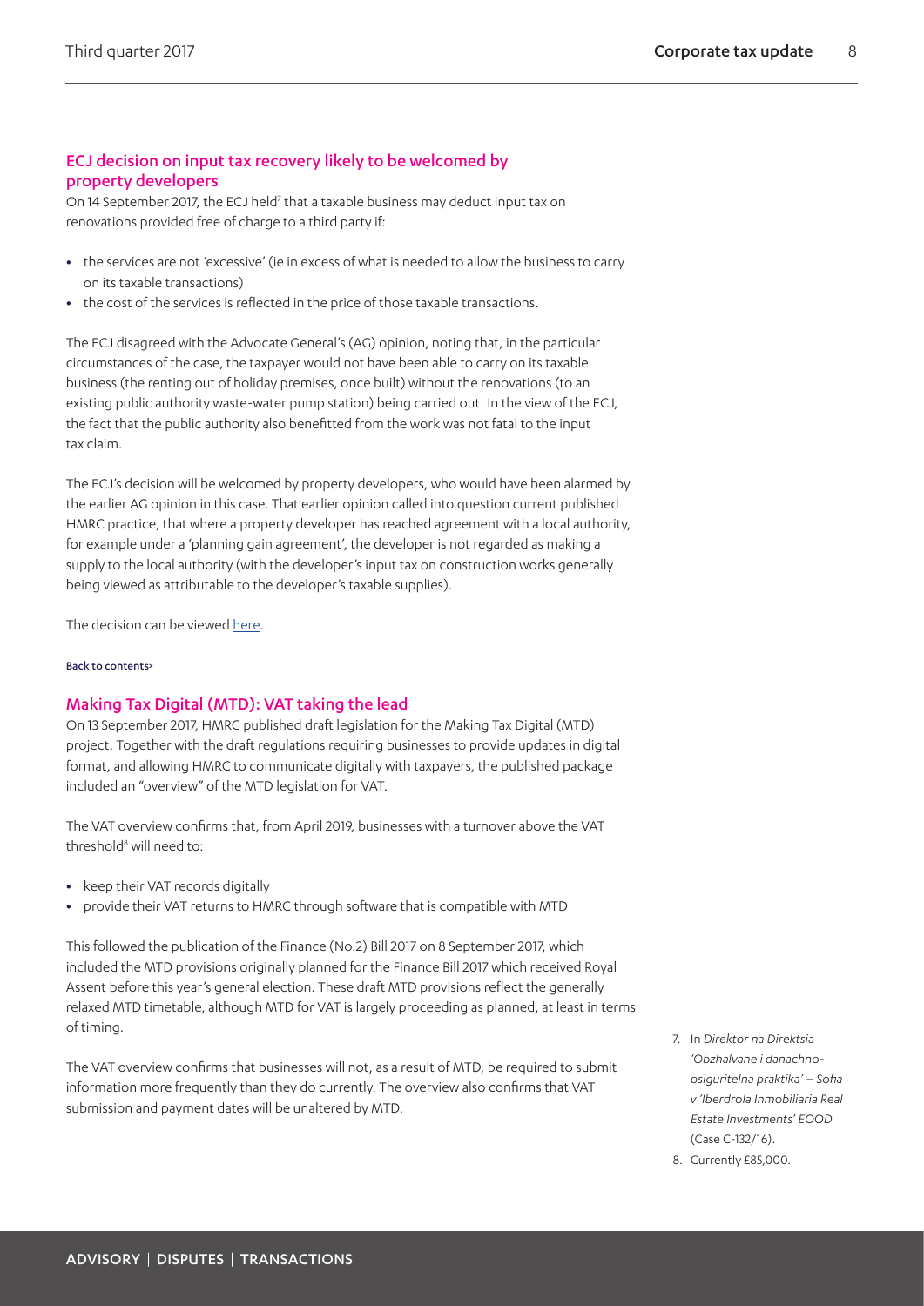## ECJ decision on input tax recovery likely to be welcomed by property developers

On 14 September 2017, the ECJ held[7] that a taxable business may deduct input tax on renovations provided free of charge to a third party if:

- the services are not 'excessive' (ie in excess of what is needed to allow the business to carry on its taxable transactions)
- the cost of the services is reflected in the price of those taxable transactions.

The ECJ disagreed with the Advocate General's (AG) opinion, noting that, in the particular circumstances of the case, the taxpayer would not have been able to carry on its taxable business (the renting out of holiday premises, once built) without the renovations (to an existing public authority waste-water pump station) being carried out. In the view of the ECJ, the fact that the public authority also benefitted from the work was not fatal to the input tax claim.

The ECJ's decision will be welcomed by property developers, who would have been alarmed by the earlier AG opinion in this case. That earlier opinion called into question current published HMRC practice, that where a property developer has reached agreement with a local authority, for example under a 'planning gain agreement', the developer is not regarded as making a supply to the local authority (with the developer's input tax on construction works generally being viewed as attributable to the developer's taxable supplies).

The decision can be viewed here.

Back to contents>

## Making Tax Digital (MTD): VAT taking the lead

On 13 September 2017, HMRC published draft legislation for the Making Tax Digital (MTD) project. Together with the draft regulations requiring businesses to provide updates in digital format, and allowing HMRC to communicate digitally with taxpayers, the published package included an "overview" of the MTD legislation for VAT.

The VAT overview confirms that, from April 2019, businesses with a turnover above the VAT threshold[8] will need to:

- keep their VAT records digitally
- provide their VAT returns to HMRC through software that is compatible with MTD

This followed the publication of the Finance (No.2) Bill 2017 on 8 September 2017, which included the MTD provisions originally planned for the Finance Bill 2017 which received Royal Assent before this year's general election. These draft MTD provisions reflect the generally relaxed MTD timetable, although MTD for VAT is largely proceeding as planned, at least in terms of timing.

The VAT overview confirms that businesses will not, as a result of MTD, be required to submit information more frequently than they do currently. The overview also confirms that VAT submission and payment dates will be unaltered by MTD.

7. In *Direktor na Direktsia 'Obzhalvane i danachno-osiguritelna praktika' – Sofia v 'Iberdrola Inmobiliaria Real Estate Investments' EOOD* (Case C-132/16).
8. Currently £85,000.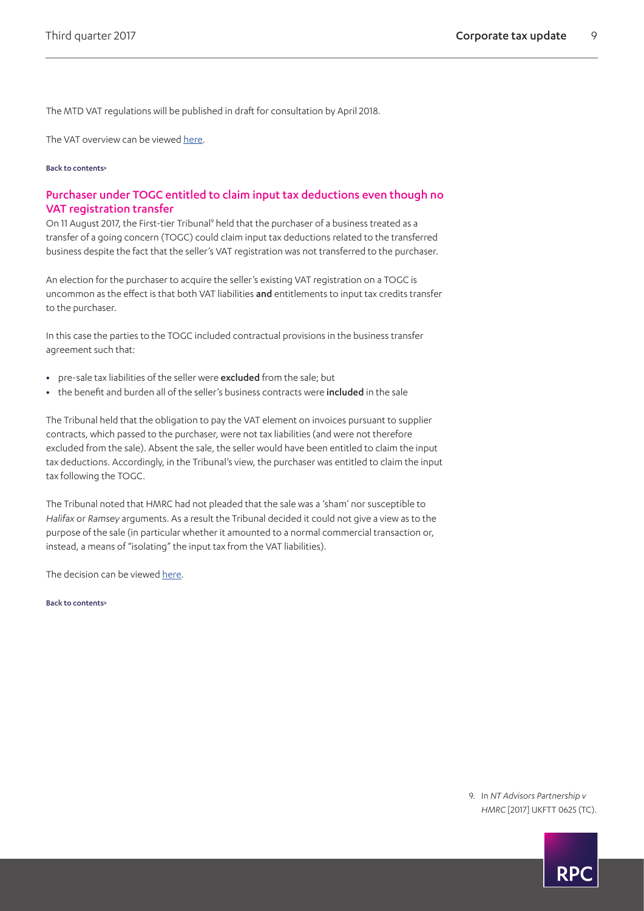The MTD VAT regulations will be published in draft for consultation by April 2018.

The VAT overview can be viewed here.

Back to contents>

## Purchaser under TOGC entitled to claim input tax deductions even though no VAT registration transfer

On 11 August 2017, the First-tier Tribunal[9] held that the purchaser of a business treated as a transfer of a going concern (TOGC) could claim input tax deductions related to the transferred business despite the fact that the seller's VAT registration was not transferred to the purchaser.

An election for the purchaser to acquire the seller's existing VAT registration on a TOGC is uncommon as the effect is that both VAT liabilities **and** entitlements to input tax credits transfer to the purchaser.

In this case the parties to the TOGC included contractual provisions in the business transfer agreement such that:

- pre-sale tax liabilities of the seller were **excluded** from the sale; but
- the benefit and burden all of the seller's business contracts were **included** in the sale

The Tribunal held that the obligation to pay the VAT element on invoices pursuant to supplier contracts, which passed to the purchaser, were not tax liabilities (and were not therefore excluded from the sale). Absent the sale, the seller would have been entitled to claim the input tax deductions. Accordingly, in the Tribunal's view, the purchaser was entitled to claim the input tax following the TOGC.

The Tribunal noted that HMRC had not pleaded that the sale was a 'sham' nor susceptible to *Halifax* or *Ramsey* arguments. As a result the Tribunal decided it could not give a view as to the purpose of the sale (in particular whether it amounted to a normal commercial transaction or, instead, a means of "isolating" the input tax from the VAT liabilities).

The decision can be viewed here.

Back to contents>

9. In *NT Advisors Partnership v HMRC* [2017] UKFTT 0625 (TC).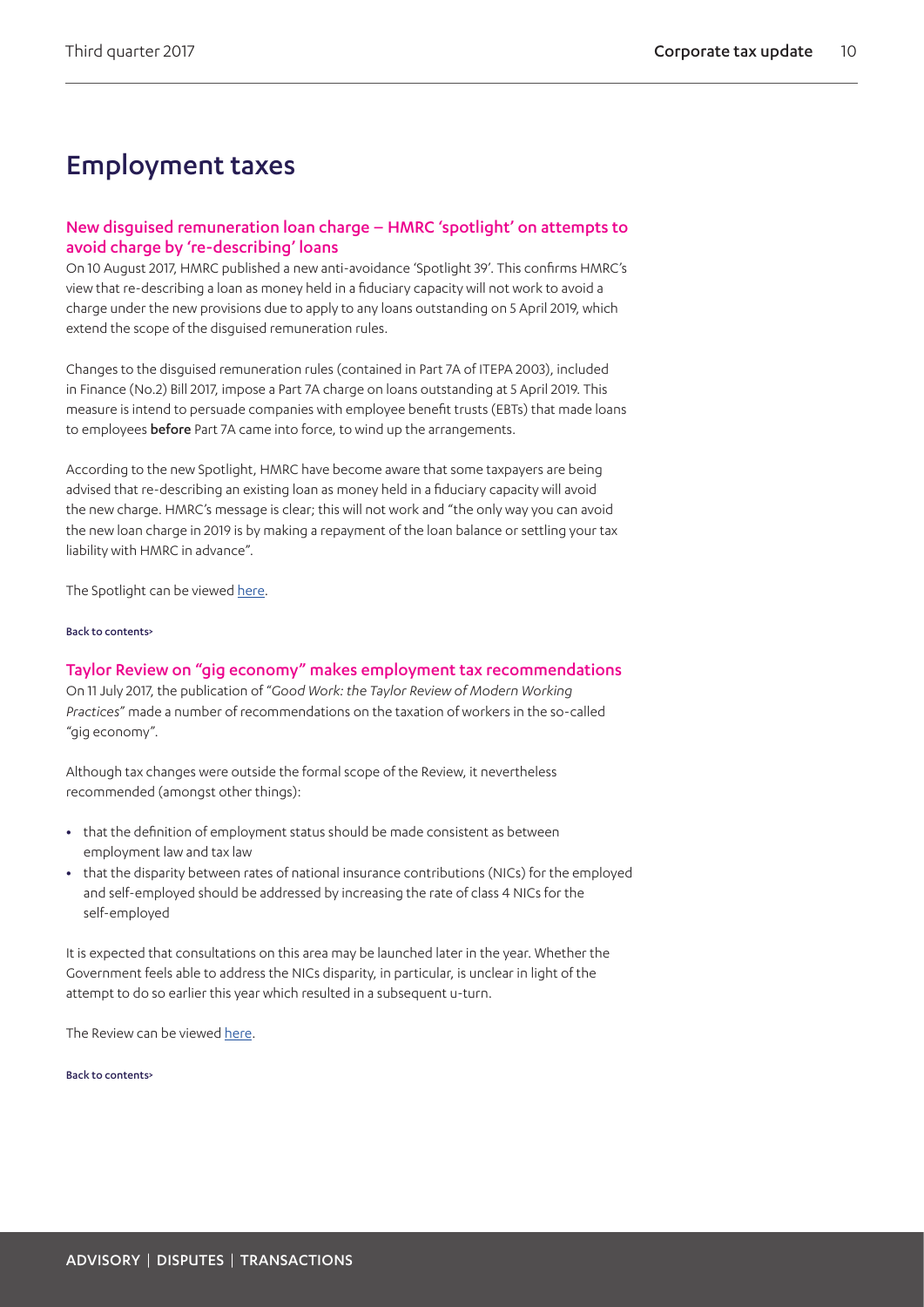# Employment taxes

## New disguised remuneration loan charge – HMRC 'spotlight' on attempts to avoid charge by 're-describing' loans

On 10 August 2017, HMRC published a new anti-avoidance 'Spotlight 39'. This confirms HMRC's view that re-describing a loan as money held in a fiduciary capacity will not work to avoid a charge under the new provisions due to apply to any loans outstanding on 5 April 2019, which extend the scope of the disguised remuneration rules.

Changes to the disguised remuneration rules (contained in Part 7A of ITEPA 2003), included in Finance (No.2) Bill 2017, impose a Part 7A charge on loans outstanding at 5 April 2019. This measure is intend to persuade companies with employee benefit trusts (EBTs) that made loans to employees **before** Part 7A came into force, to wind up the arrangements.

According to the new Spotlight, HMRC have become aware that some taxpayers are being advised that re-describing an existing loan as money held in a fiduciary capacity will avoid the new charge. HMRC's message is clear; this will not work and "the only way you can avoid the new loan charge in 2019 is by making a repayment of the loan balance or settling your tax liability with HMRC in advance".

The Spotlight can be viewed here.

Back to contents>

## Taylor Review on "gig economy" makes employment tax recommendations

On 11 July 2017, the publication of "*Good Work: the Taylor Review of Modern Working Practices*" made a number of recommendations on the taxation of workers in the so-called "gig economy".

Although tax changes were outside the formal scope of the Review, it nevertheless recommended (amongst other things):

- that the definition of employment status should be made consistent as between employment law and tax law
- that the disparity between rates of national insurance contributions (NICs) for the employed and self-employed should be addressed by increasing the rate of class 4 NICs for the self-employed

It is expected that consultations on this area may be launched later in the year. Whether the Government feels able to address the NICs disparity, in particular, is unclear in light of the attempt to do so earlier this year which resulted in a subsequent u-turn.

The Review can be viewed here.

Back to contents>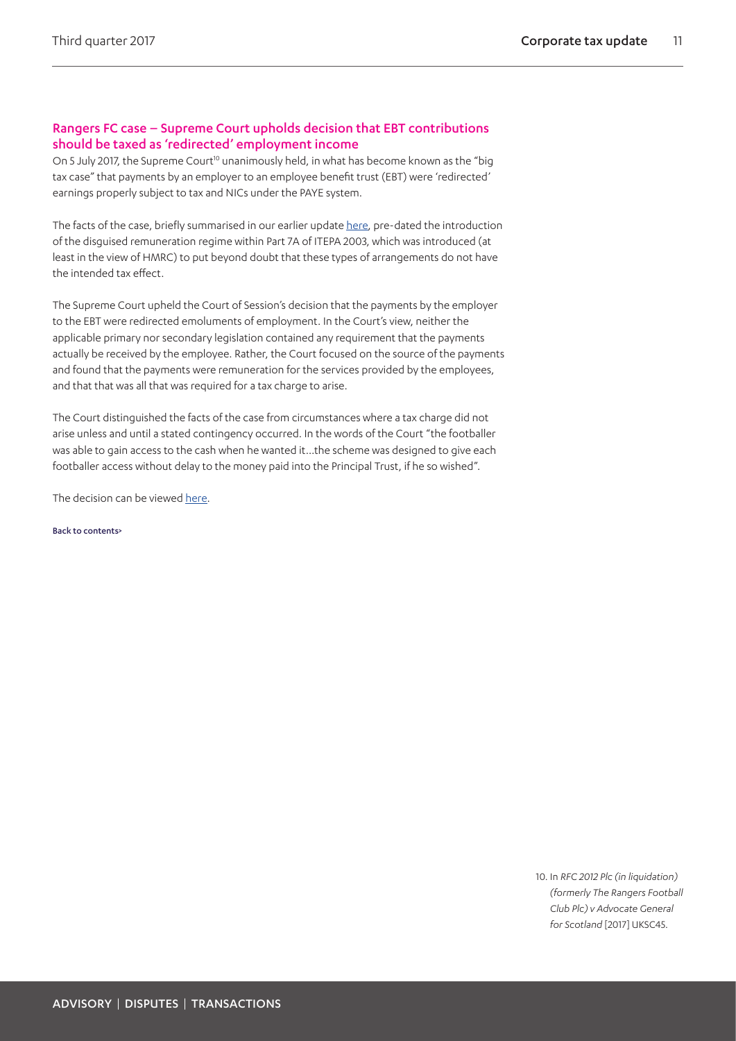## Rangers FC case – Supreme Court upholds decision that EBT contributions should be taxed as 'redirected' employment income

On 5 July 2017, the Supreme Court[10] unanimously held, in what has become known as the "big tax case" that payments by an employer to an employee benefit trust (EBT) were 'redirected' earnings properly subject to tax and NICs under the PAYE system.

The facts of the case, briefly summarised in our earlier update here, pre-dated the introduction of the disguised remuneration regime within Part 7A of ITEPA 2003, which was introduced (at least in the view of HMRC) to put beyond doubt that these types of arrangements do not have the intended tax effect.

The Supreme Court upheld the Court of Session's decision that the payments by the employer to the EBT were redirected emoluments of employment. In the Court's view, neither the applicable primary nor secondary legislation contained any requirement that the payments actually be received by the employee. Rather, the Court focused on the source of the payments and found that the payments were remuneration for the services provided by the employees, and that that was all that was required for a tax charge to arise.

The Court distinguished the facts of the case from circumstances where a tax charge did not arise unless and until a stated contingency occurred. In the words of the Court "the footballer was able to gain access to the cash when he wanted it…the scheme was designed to give each footballer access without delay to the money paid into the Principal Trust, if he so wished".

The decision can be viewed here.

Back to contents>

10. In *RFC 2012 Plc (in liquidation) (formerly The Rangers Football Club Plc) v Advocate General for Scotland* [2017] UKSC45.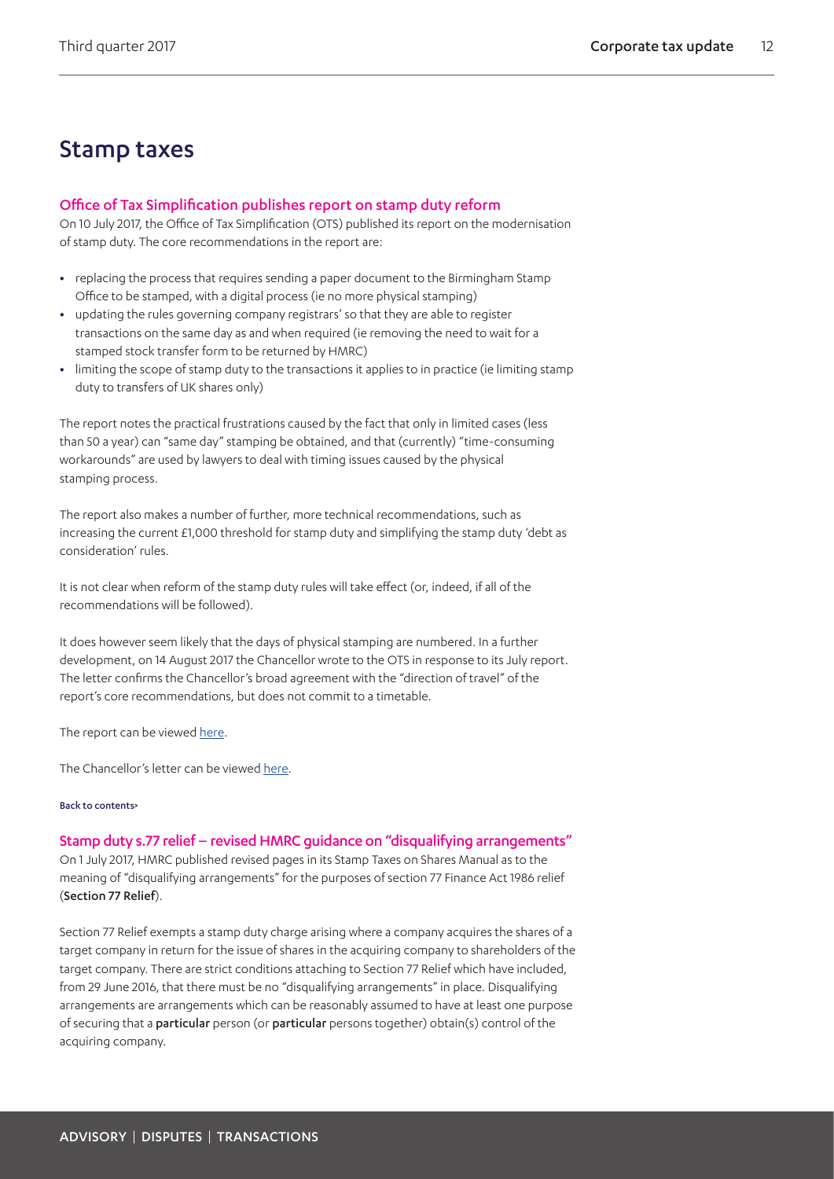# Stamp taxes

## Office of Tax Simplification publishes report on stamp duty reform

On 10 July 2017, the Office of Tax Simplification (OTS) published its report on the modernisation of stamp duty. The core recommendations in the report are:

- replacing the process that requires sending a paper document to the Birmingham Stamp Office to be stamped, with a digital process (ie no more physical stamping)
- updating the rules governing company registrars' so that they are able to register transactions on the same day as and when required (ie removing the need to wait for a stamped stock transfer form to be returned by HMRC)
- limiting the scope of stamp duty to the transactions it applies to in practice (ie limiting stamp duty to transfers of UK shares only)

The report notes the practical frustrations caused by the fact that only in limited cases (less than 50 a year) can "same day" stamping be obtained, and that (currently) "time-consuming workarounds" are used by lawyers to deal with timing issues caused by the physical stamping process.

The report also makes a number of further, more technical recommendations, such as increasing the current £1,000 threshold for stamp duty and simplifying the stamp duty 'debt as consideration' rules.

It is not clear when reform of the stamp duty rules will take effect (or, indeed, if all of the recommendations will be followed).

It does however seem likely that the days of physical stamping are numbered. In a further development, on 14 August 2017 the Chancellor wrote to the OTS in response to its July report. The letter confirms the Chancellor's broad agreement with the "direction of travel" of the report's core recommendations, but does not commit to a timetable.

The report can be viewed here.

The Chancellor's letter can be viewed here.

Back to contents>

## Stamp duty s.77 relief – revised HMRC guidance on "disqualifying arrangements"

On 1 July 2017, HMRC published revised pages in its Stamp Taxes on Shares Manual as to the meaning of "disqualifying arrangements" for the purposes of section 77 Finance Act 1986 relief (**Section 77 Relief**).

Section 77 Relief exempts a stamp duty charge arising where a company acquires the shares of a target company in return for the issue of shares in the acquiring company to shareholders of the target company. There are strict conditions attaching to Section 77 Relief which have included, from 29 June 2016, that there must be no "disqualifying arrangements" in place. Disqualifying arrangements are arrangements which can be reasonably assumed to have at least one purpose of securing that a **particular** person (or **particular** persons together) obtain(s) control of the acquiring company.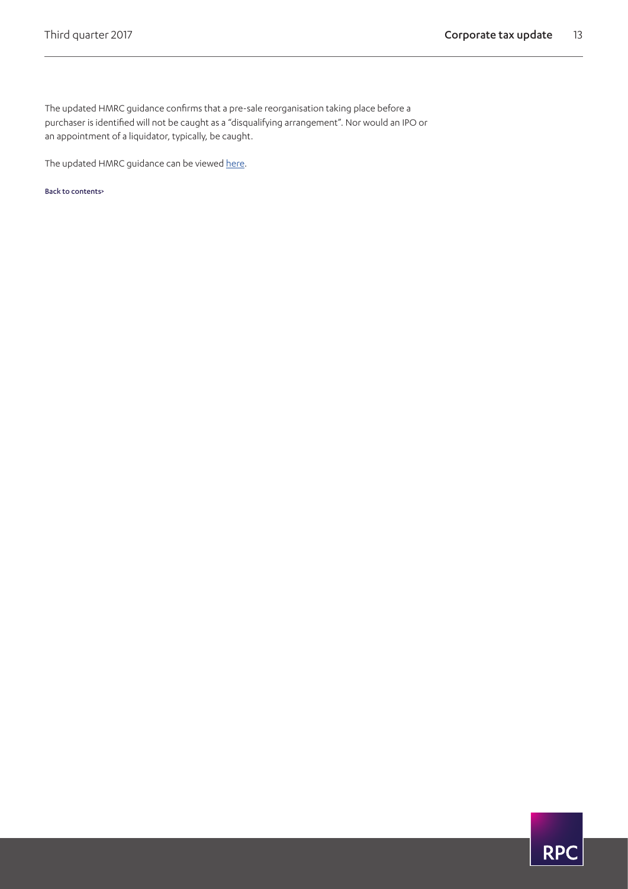The updated HMRC guidance confirms that a pre-sale reorganisation taking place before a purchaser is identified will not be caught as a "disqualifying arrangement". Nor would an IPO or an appointment of a liquidator, typically, be caught.

The updated HMRC guidance can be viewed here.

Back to contents>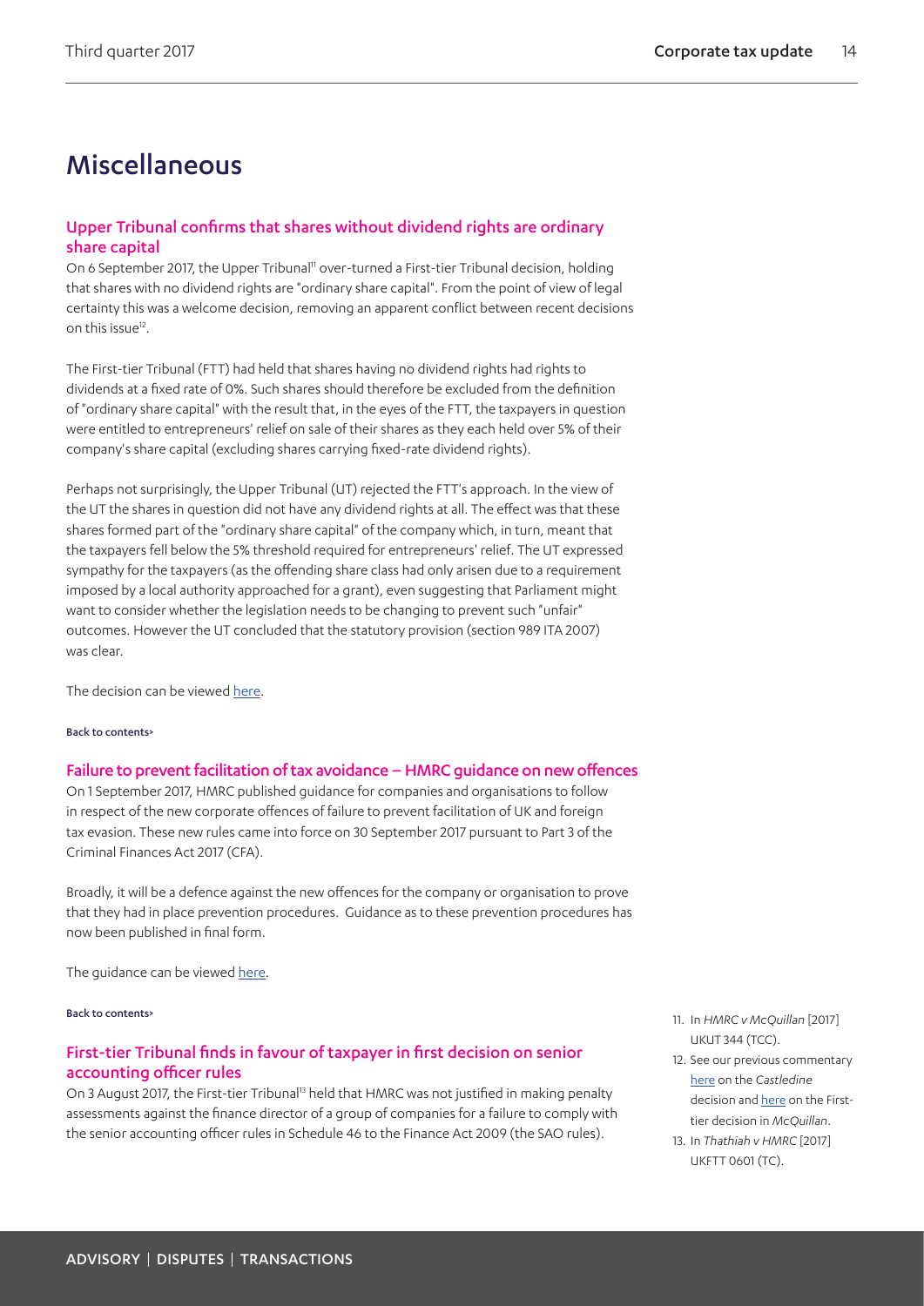# Miscellaneous

## Upper Tribunal confirms that shares without dividend rights are ordinary share capital

On 6 September 2017, the Upper Tribunal[11] over-turned a First-tier Tribunal decision, holding that shares with no dividend rights are "ordinary share capital". From the point of view of legal certainty this was a welcome decision, removing an apparent conflict between recent decisions on this issue[12].

The First-tier Tribunal (FTT) had held that shares having no dividend rights had rights to dividends at a fixed rate of 0%. Such shares should therefore be excluded from the definition of "ordinary share capital" with the result that, in the eyes of the FTT, the taxpayers in question were entitled to entrepreneurs' relief on sale of their shares as they each held over 5% of their company's share capital (excluding shares carrying fixed-rate dividend rights).

Perhaps not surprisingly, the Upper Tribunal (UT) rejected the FTT's approach. In the view of the UT the shares in question did not have any dividend rights at all. The effect was that these shares formed part of the "ordinary share capital" of the company which, in turn, meant that the taxpayers fell below the 5% threshold required for entrepreneurs' relief. The UT expressed sympathy for the taxpayers (as the offending share class had only arisen due to a requirement imposed by a local authority approached for a grant), even suggesting that Parliament might want to consider whether the legislation needs to be changing to prevent such "unfair" outcomes. However the UT concluded that the statutory provision (section 989 ITA 2007) was clear.

The decision can be viewed here.

Back to contents>

## Failure to prevent facilitation of tax avoidance – HMRC guidance on new offences

On 1 September 2017, HMRC published guidance for companies and organisations to follow in respect of the new corporate offences of failure to prevent facilitation of UK and foreign tax evasion. These new rules came into force on 30 September 2017 pursuant to Part 3 of the Criminal Finances Act 2017 (CFA).

Broadly, it will be a defence against the new offences for the company or organisation to prove that they had in place prevention procedures. Guidance as to these prevention procedures has now been published in final form.

The guidance can be viewed here.

Back to contents>

## First-tier Tribunal finds in favour of taxpayer in first decision on senior accounting officer rules

On 3 August 2017, the First-tier Tribunal[13] held that HMRC was not justified in making penalty assessments against the finance director of a group of companies for a failure to comply with the senior accounting officer rules in Schedule 46 to the Finance Act 2009 (the SAO rules).

---

11. In *HMRC v McQuillan* [2017] UKUT 344 (TCC).
12. See our previous commentary here on the *Castledine* decision and here on the First-tier decision in *McQuillan*.
13. In *Thathiah v HMRC* [2017] UKFTT 0601 (TC).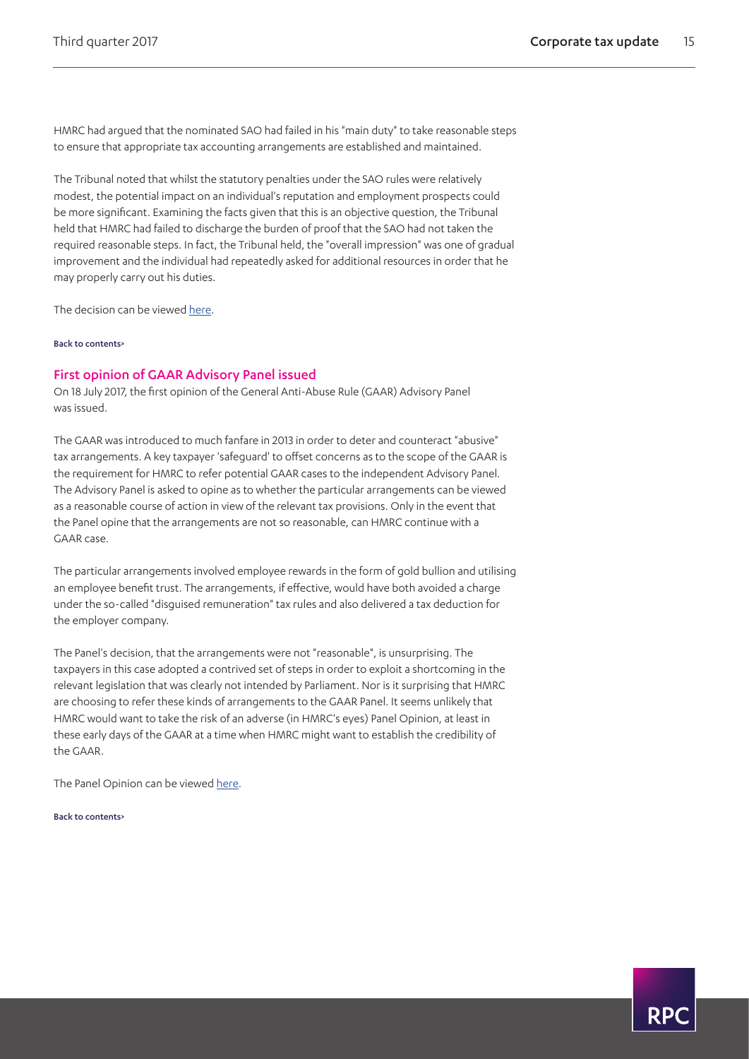HMRC had argued that the nominated SAO had failed in his "main duty" to take reasonable steps to ensure that appropriate tax accounting arrangements are established and maintained.

The Tribunal noted that whilst the statutory penalties under the SAO rules were relatively modest, the potential impact on an individual's reputation and employment prospects could be more significant. Examining the facts given that this is an objective question, the Tribunal held that HMRC had failed to discharge the burden of proof that the SAO had not taken the required reasonable steps. In fact, the Tribunal held, the "overall impression" was one of gradual improvement and the individual had repeatedly asked for additional resources in order that he may properly carry out his duties.

The decision can be viewed here.

Back to contents>

## First opinion of GAAR Advisory Panel issued

On 18 July 2017, the first opinion of the General Anti-Abuse Rule (GAAR) Advisory Panel was issued.

The GAAR was introduced to much fanfare in 2013 in order to deter and counteract "abusive" tax arrangements. A key taxpayer 'safeguard' to offset concerns as to the scope of the GAAR is the requirement for HMRC to refer potential GAAR cases to the independent Advisory Panel. The Advisory Panel is asked to opine as to whether the particular arrangements can be viewed as a reasonable course of action in view of the relevant tax provisions. Only in the event that the Panel opine that the arrangements are not so reasonable, can HMRC continue with a GAAR case.

The particular arrangements involved employee rewards in the form of gold bullion and utilising an employee benefit trust. The arrangements, if effective, would have both avoided a charge under the so-called "disguised remuneration" tax rules and also delivered a tax deduction for the employer company.

The Panel's decision, that the arrangements were not "reasonable", is unsurprising. The taxpayers in this case adopted a contrived set of steps in order to exploit a shortcoming in the relevant legislation that was clearly not intended by Parliament. Nor is it surprising that HMRC are choosing to refer these kinds of arrangements to the GAAR Panel. It seems unlikely that HMRC would want to take the risk of an adverse (in HMRC's eyes) Panel Opinion, at least in these early days of the GAAR at a time when HMRC might want to establish the credibility of the GAAR.

The Panel Opinion can be viewed here.

Back to contents>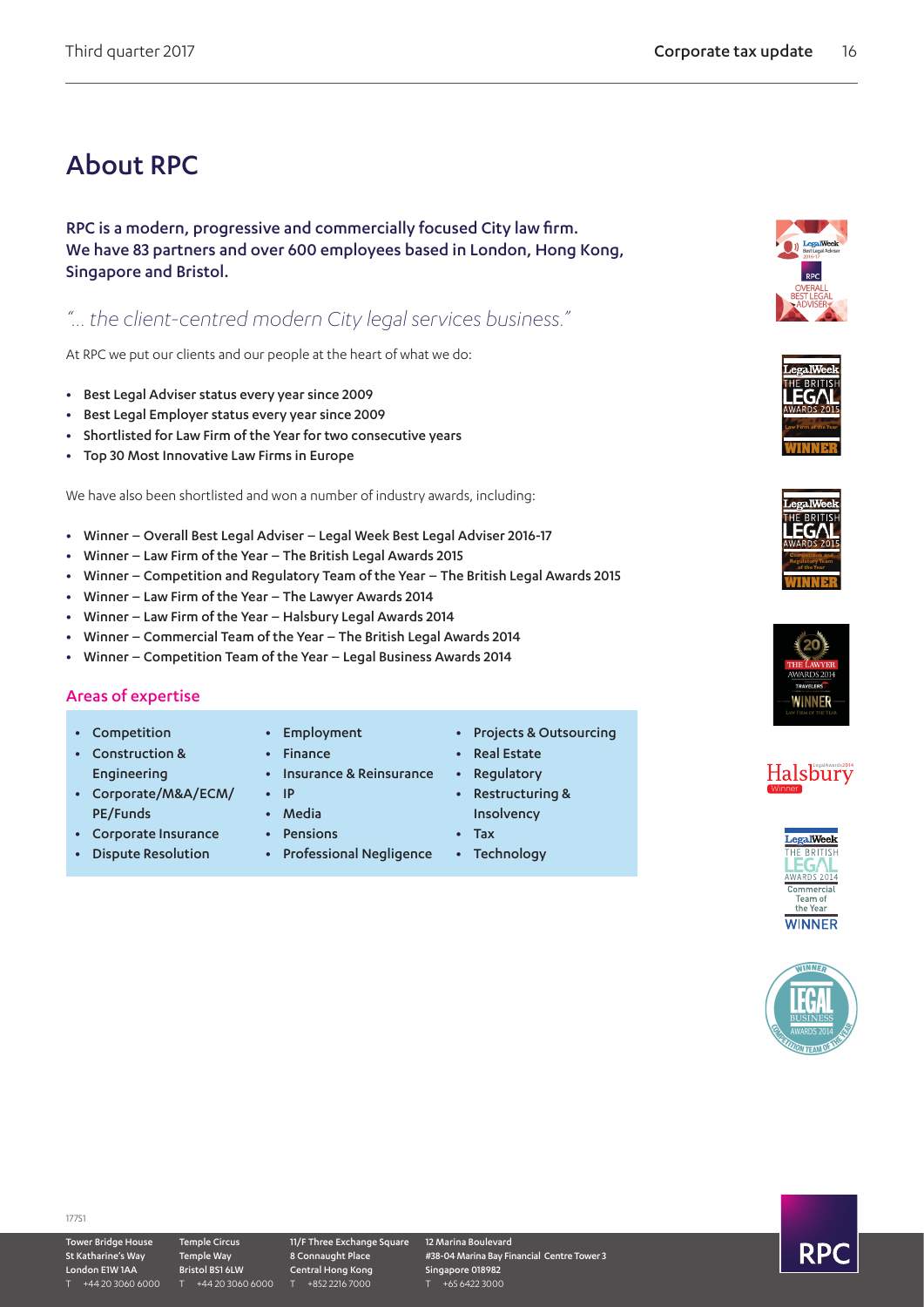# About RPC

**RPC is a modern, progressive and commercially focused City law firm. We have 83 partners and over 600 employees based in London, Hong Kong, Singapore and Bristol.**

*"... the client-centred modern City legal services business."*

At RPC we put our clients and our people at the heart of what we do:

- Best Legal Adviser status every year since 2009
- Best Legal Employer status every year since 2009
- Shortlisted for Law Firm of the Year for two consecutive years
- Top 30 Most Innovative Law Firms in Europe

We have also been shortlisted and won a number of industry awards, including:

- Winner – Overall Best Legal Adviser – Legal Week Best Legal Adviser 2016-17
- Winner – Law Firm of the Year – The British Legal Awards 2015
- Winner – Competition and Regulatory Team of the Year – The British Legal Awards 2015
- Winner – Law Firm of the Year – The Lawyer Awards 2014
- Winner – Law Firm of the Year – Halsbury Legal Awards 2014
- Winner – Commercial Team of the Year – The British Legal Awards 2014
- Winner – Competition Team of the Year – Legal Business Awards 2014

## Areas of expertise

- Competition
- Construction & Engineering
- Corporate/M&A/ECM/PE/Funds
- Corporate Insurance
- Dispute Resolution
- Employment
- Finance
- Insurance & Reinsurance
- IP
- Media
- Pensions
- Professional Negligence
- Projects & Outsourcing
- Real Estate
- Regulatory
- Restructuring & Insolvency
- Tax
- Technology

17751

Tower Bridge House
St Katharine's Way
London E1W 1AA
T +44 20 3060 6000

Temple Circus
Temple Way
Bristol BS1 6LW
T +44 20 3060 6000

11/F Three Exchange Square
8 Connaught Place
Central Hong Kong
T +852 2216 7000

12 Marina Boulevard
#38-04 Marina Bay Financial Centre Tower 3
Singapore 018982
T +65 6422 3000